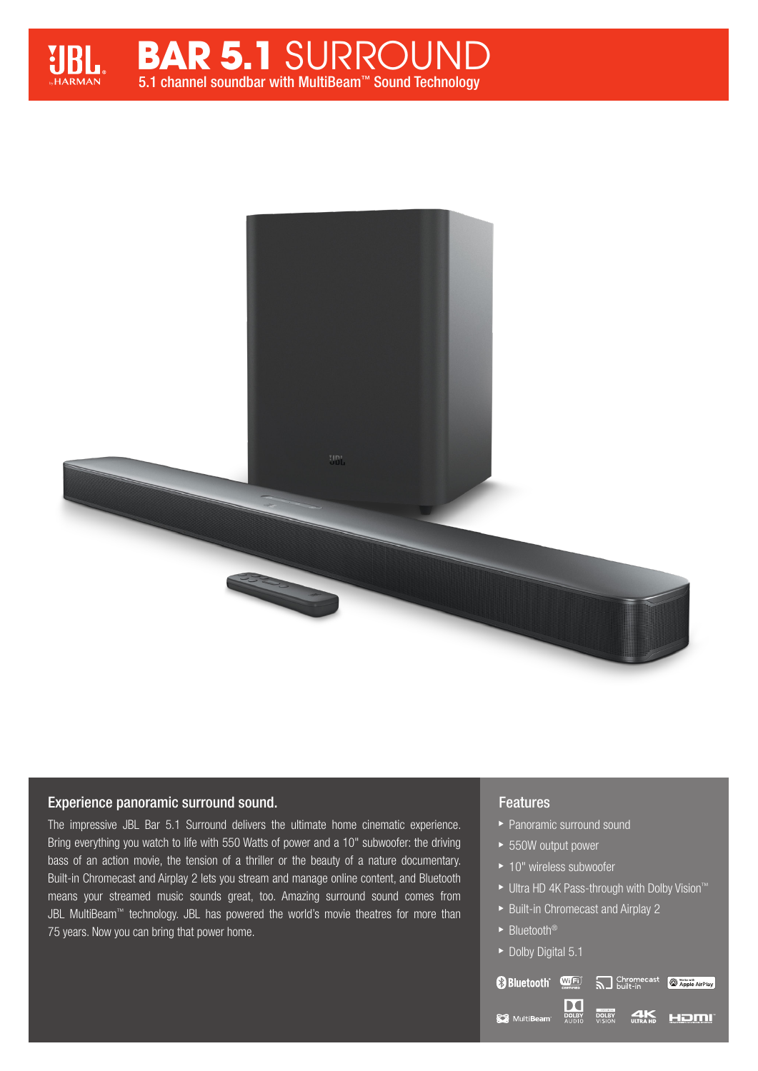# BAR 5.1 SURROUND

5.1 channel soundbar with MultiBeam™ Sound Technology

## Experience panoramic surround sound.

The impressive JBL Bar 5.1 Surround delivers the ultimate home cinematic experience. Bring everything you watch to life with 550 Watts of power and a 10" subwoofer: the driving bass of an action movie, the tension of a thriller or the beauty of a nature documentary. Built-in Chromecast and Airplay 2 lets you stream and manage online content, and Bluetooth means your streamed music sounds great, too. Amazing surround sound comes from JBL MultiBeam™ technology. JBL has powered the world's movie theatres for more than 75 years. Now you can bring that power home.

## Features

- Panoramic surround sound
- 550W output power
- 10" wireless subwoofer
- Ultra HD 4K Pass-through with Dolby Vision™
- Built-in Chromecast and Airplay 2
- Bluetooth®
- Dolby Digital 5.1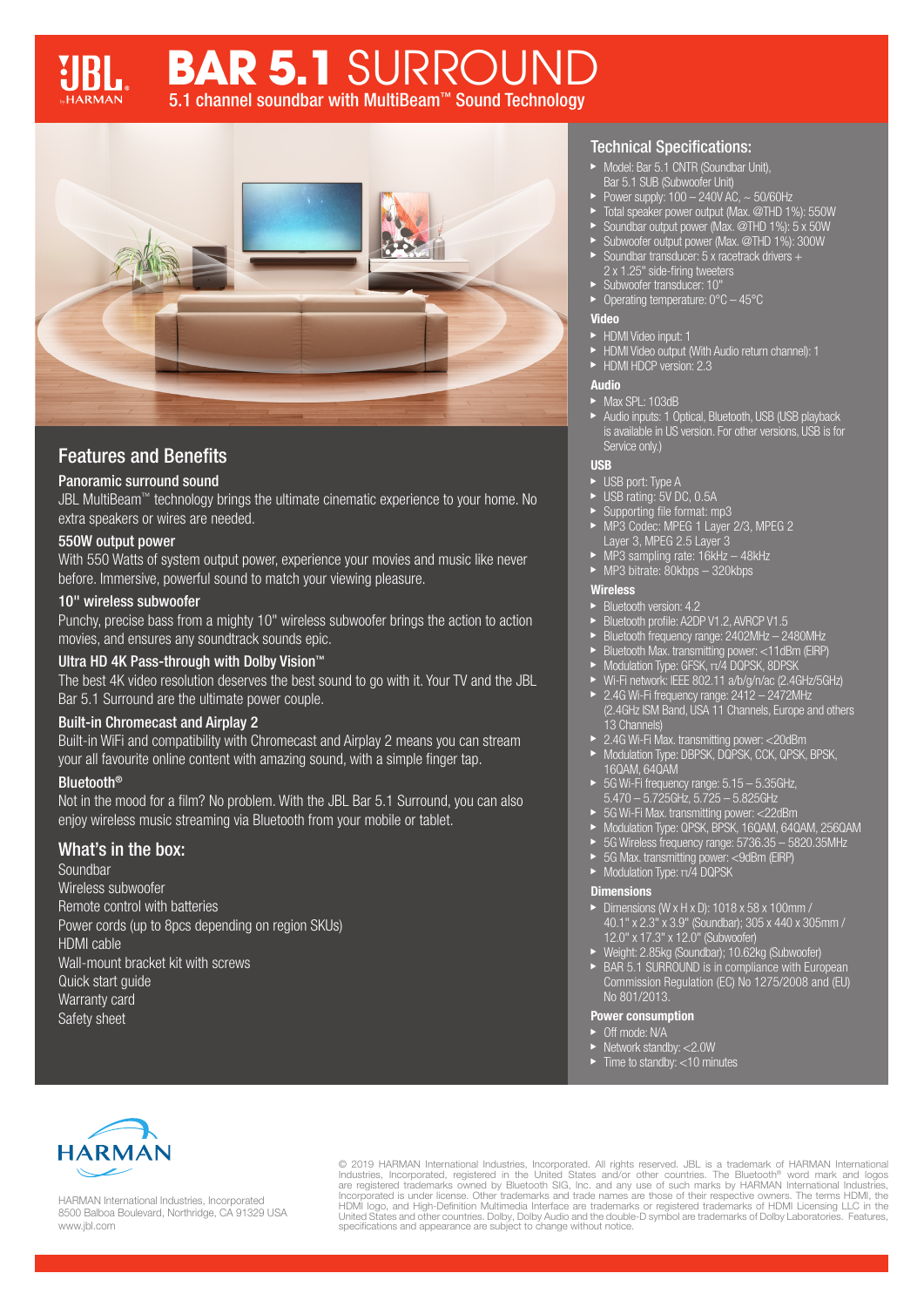# JBL BAR 5.1 SURROUND

5.1 channel soundbar with MultiBeam™ Sound Technology

## Features and Benefits

### Panoramic surround sound

JBL MultiBeam™ technology brings the ultimate cinematic experience to your home. No extra speakers or wires are needed.

### 550W output power

With 550 Watts of system output power, experience your movies and music like never before. Immersive, powerful sound to match your viewing pleasure.

### 10" wireless subwoofer

Punchy, precise bass from a mighty 10" wireless subwoofer brings the action to action movies, and ensures any soundtrack sounds epic.

### Ultra HD 4K Pass-through with Dolby Vision™

The best 4K video resolution deserves the best sound to go with it. Your TV and the JBL Bar 5.1 Surround are the ultimate power couple.

### Built-in Chromecast and Airplay 2

Built-in WiFi and compatibility with Chromecast and Airplay 2 means you can stream your all favourite online content with amazing sound, with a simple finger tap.

### Bluetooth®

Not in the mood for a film? No problem. With the JBL Bar 5.1 Surround, you can also enjoy wireless music streaming via Bluetooth from your mobile or tablet.

## What's in the box:

Soundbar
Wireless subwoofer
Remote control with batteries
Power cords (up to 8pcs depending on region SKUs)
HDMI cable
Wall-mount bracket kit with screws
Quick start guide
Warranty card
Safety sheet

## Technical Specifications:

- Model: Bar 5.1 CNTR (Soundbar Unit), Bar 5.1 SUB (Subwoofer Unit)
- Power supply: 100 – 240V AC, ~ 50/60Hz
- Total speaker power output (Max. @THD 1%): 550W
- Soundbar output power (Max. @THD 1%): 5 x 50W
- Subwoofer output power (Max. @THD 1%): 300W
- Soundbar transducer: 5 x racetrack drivers + 2 x 1.25" side-firing tweeters
- Subwoofer transducer: 10"
- Operating temperature: 0°C – 45°C

### Video

- HDMI Video input: 1
- HDMI Video output (With Audio return channel): 1
- HDMI HDCP version: 2.3

### Audio

- Max SPL: 103dB
- Audio inputs: 1 Optical, Bluetooth, USB (USB playback is available in US version. For other versions, USB is for Service only.)

### USB

- USB port: Type A
- USB rating: 5V DC, 0.5A
- Supporting file format: mp3
- MP3 Codec: MPEG 1 Layer 2/3, MPEG 2 Layer 3, MPEG 2.5 Layer 3
- MP3 sampling rate: 16kHz – 48kHz
- MP3 bitrate: 80kbps – 320kbps

### Wireless

- Bluetooth version: 4.2
- Bluetooth profile: A2DP V1.2, AVRCP V1.5
- Bluetooth frequency range: 2402MHz – 2480MHz
- Bluetooth Max. transmitting power: <11dBm (EIRP)
- Modulation Type: GFSK, π/4 DQPSK, 8DPSK
- Wi-Fi network: IEEE 802.11 a/b/g/n/ac (2.4GHz/5GHz)
- 2.4G Wi-Fi frequency range: 2412 – 2472MHz (2.4GHz ISM Band, USA 11 Channels, Europe and others 13 Channels)
- 2.4G Wi-Fi Max. transmitting power: <20dBm
- Modulation Type: DBPSK, DQPSK, CCK, QPSK, BPSK, 16QAM, 64QAM
- 5G Wi-Fi frequency range: 5.15 – 5.35GHz, 5.470 – 5.725GHz, 5.725 – 5.825GHz
- 5G Wi-Fi Max. transmitting power: <22dBm
- Modulation Type: QPSK, BPSK, 16QAM, 64QAM, 256QAM
- 5G Wireless frequency range: 5736.35 – 5820.35MHz
- 5G Max. transmitting power: <9dBm (EIRP)
- Modulation Type: π/4 DQPSK

### Dimensions

- Dimensions (W x H x D): 1018 x 58 x 100mm / 40.1" x 2.3" x 3.9" (Soundbar); 305 x 440 x 305mm / 12.0" x 17.3" x 12.0" (Subwoofer)
- Weight: 2.85kg (Soundbar); 10.62kg (Subwoofer)
- BAR 5.1 SURROUND is in compliance with European Commission Regulation (EC) No 1275/2008 and (EU) No 801/2013.

### Power consumption

- Off mode: N/A
- Network standby: <2.0W
- Time to standby: <10 minutes

HARMAN International Industries, Incorporated
8500 Balboa Boulevard, Northridge, CA 91329 USA
www.jbl.com

© 2019 HARMAN International Industries, Incorporated. All rights reserved. JBL is a trademark of HARMAN International Industries, Incorporated, registered in the United States and/or other countries. The Bluetooth® word mark and logos are registered trademarks owned by Bluetooth SIG, Inc. and any use of such marks by HARMAN International Industries, Incorporated is under license. Other trademarks and trade names are those of their respective owners. The terms HDMI, the HDMI logo, and High-Definition Multimedia Interface are trademarks or registered trademarks of HDMI Licensing LLC in the United States and other countries. Dolby, Dolby Audio and the double-D symbol are trademarks of Dolby Laboratories. Features, specifications and appearance are subject to change without notice.